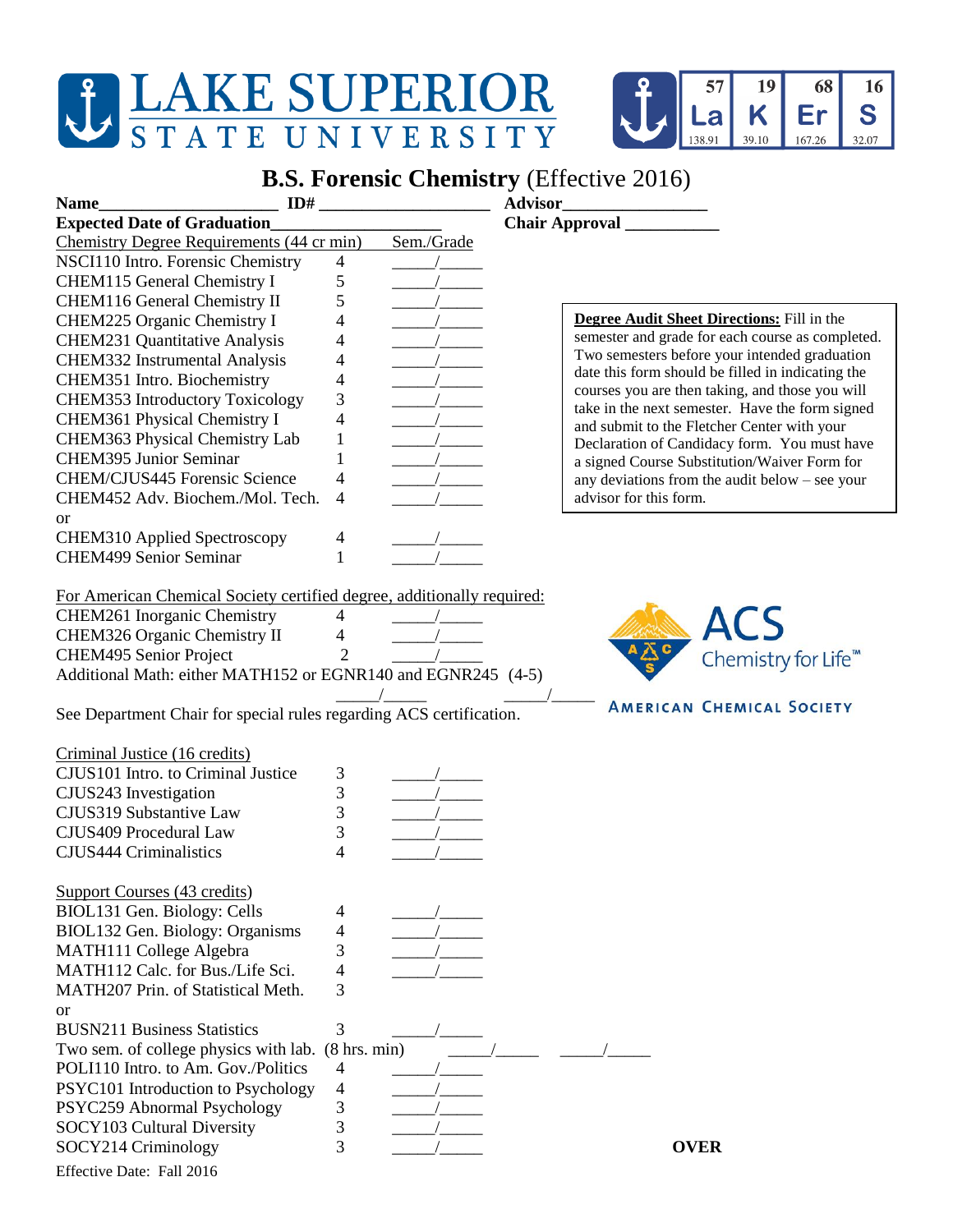# LAKE SUPERIOR STATE UNIVERSITY

## B.S. Forensic Chemistry (Effective 2016)

**Name**____________________ **ID#** ____________________ **Advisor**________________

**Expected Date of Graduation**___________________ **Chair Approval** __________

**Degree Audit Sheet Directions:** Fill in the semester and grade for each course as completed. Two semesters before your intended graduation date this form should be filled in indicating the courses you are then taking, and those you will take in the next semester. Have the form signed and submit to the Fletcher Center with your Declaration of Candidacy form. You must have a signed Course Substitution/Waiver Form for any deviations from the audit below – see your advisor for this form.

| Chemistry Degree Requirements (44 cr min) | | Sem./Grade |
|---|---|---|
| NSCI110 Intro. Forensic Chemistry | 4 | _____/_____ |
| CHEM115 General Chemistry I | 5 | _____/_____ |
| CHEM116 General Chemistry II | 5 | _____/_____ |
| CHEM225 Organic Chemistry I | 4 | _____/_____ |
| CHEM231 Quantitative Analysis | 4 | _____/_____ |
| CHEM332 Instrumental Analysis | 4 | _____/_____ |
| CHEM351 Intro. Biochemistry | 4 | _____/_____ |
| CHEM353 Introductory Toxicology | 3 | _____/_____ |
| CHEM361 Physical Chemistry I | 4 | _____/_____ |
| CHEM363 Physical Chemistry Lab | 1 | _____/_____ |
| CHEM395 Junior Seminar | 1 | _____/_____ |
| CHEM/CJUS445 Forensic Science | 4 | _____/_____ |
| CHEM452 Adv. Biochem./Mol. Tech. | 4 | _____/_____ |
| or | | |
| CHEM310 Applied Spectroscopy | 4 | _____/_____ |
| CHEM499 Senior Seminar | 1 | _____/_____ |

For American Chemical Society certified degree, additionally required:

| Course | Credits | Sem./Grade |
|---|---|---|
| CHEM261 Inorganic Chemistry | 4 | _____/_____ |
| CHEM326 Organic Chemistry II | 4 | _____/_____ |
| CHEM495 Senior Project | 2 | _____/_____ |

Additional Math: either MATH152 or EGNR140 and EGNR245 (4-5) _____/_____ _____/_____

See Department Chair for special rules regarding ACS certification.

ACS Chemistry for Life™ AMERICAN CHEMICAL SOCIETY

| Criminal Justice (16 credits) | | |
|---|---|---|
| CJUS101 Intro. to Criminal Justice | 3 | _____/_____ |
| CJUS243 Investigation | 3 | _____/_____ |
| CJUS319 Substantive Law | 3 | _____/_____ |
| CJUS409 Procedural Law | 3 | _____/_____ |
| CJUS444 Criminalistics | 4 | _____/_____ |

| Support Courses (43 credits) | | |
|---|---|---|
| BIOL131 Gen. Biology: Cells | 4 | _____/_____ |
| BIOL132 Gen. Biology: Organisms | 4 | _____/_____ |
| MATH111 College Algebra | 3 | _____/_____ |
| MATH112 Calc. for Bus./Life Sci. | 4 | _____/_____ |
| MATH207 Prin. of Statistical Meth. | 3 | |
| or | | |
| BUSN211 Business Statistics | 3 | _____/_____ |
| Two sem. of college physics with lab. | (8 hrs. min) | _____/_____ _____/_____ |
| POLI110 Intro. to Am. Gov./Politics | 4 | _____/_____ |
| PSYC101 Introduction to Psychology | 4 | _____/_____ |
| PSYC259 Abnormal Psychology | 3 | _____/_____ |
| SOCY103 Cultural Diversity | 3 | _____/_____ |
| SOCY214 Criminology | 3 | _____/_____ |

**OVER**

Effective Date: Fall 2016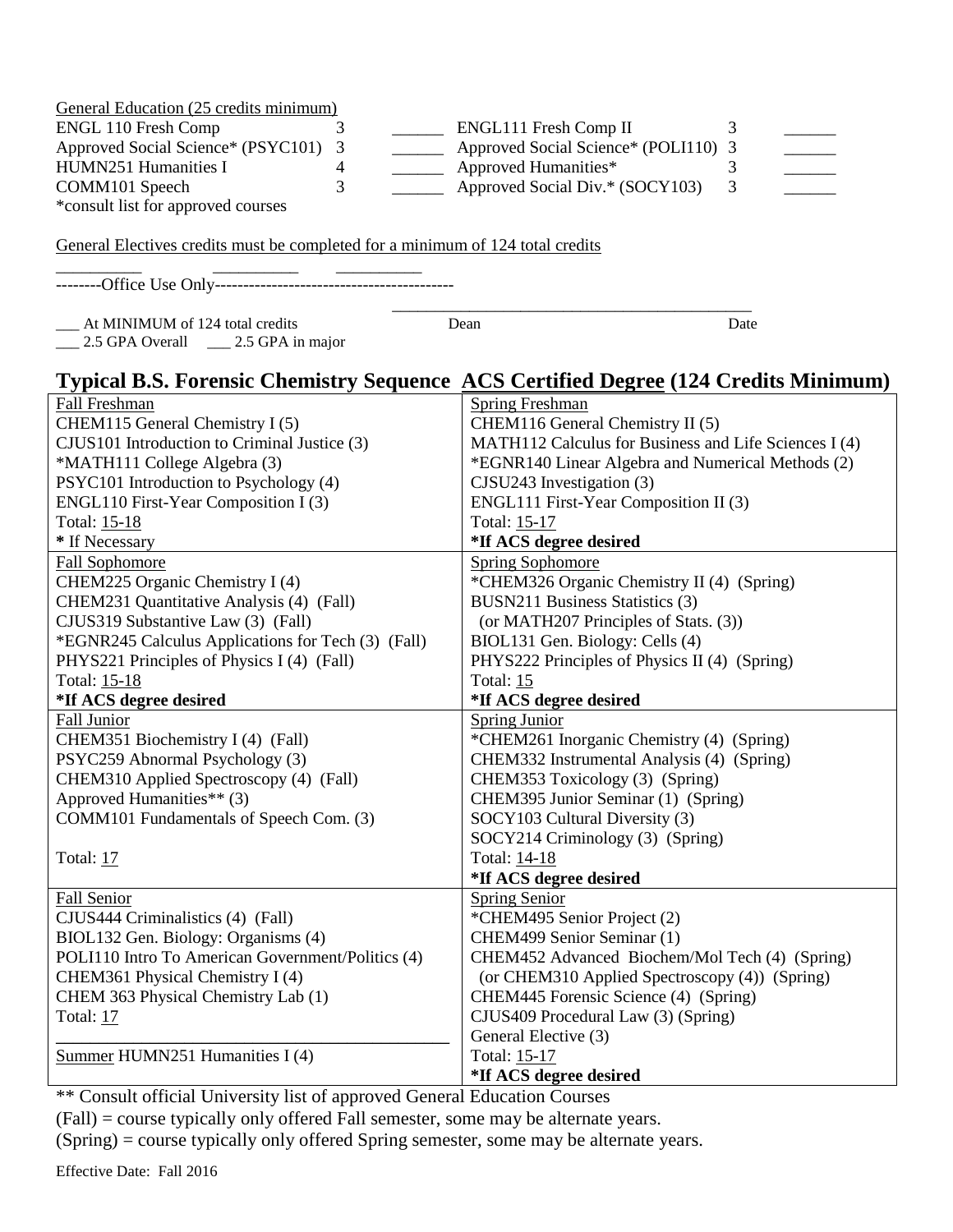General Education (25 credits minimum)

| | | | | | |
|---|---|---|---|---|---|
| ENGL 110 Fresh Comp | 3 | ______ | ENGL111 Fresh Comp II | 3 | ______ |
| Approved Social Science* (PSYC101) | 3 | ______ | Approved Social Science* (POLI110) | 3 | ______ |
| HUMN251 Humanities I | 4 | ______ | Approved Humanities* | 3 | ______ |
| COMM101 Speech | 3 | ______ | Approved Social Div.* (SOCY103) | 3 | ______ |

*consult list for approved courses

General Electives credits must be completed for a minimum of 124 total credits

__________ __________ __________

--------Office Use Only------------------------------------------

___ At MINIMUM of 124 total credits

___ 2.5 GPA Overall ___ 2.5 GPA in major

_____________________________________________

Dean Date

## Typical B.S. Forensic Chemistry Sequence ACS Certified Degree (124 Credits Minimum)

| | |
|---|---|
| Fall Freshman | Spring Freshman |
| CHEM115 General Chemistry I (5) | CHEM116 General Chemistry II (5) |
| CJUS101 Introduction to Criminal Justice (3) | MATH112 Calculus for Business and Life Sciences I (4) |
| *MATH111 College Algebra (3) | *EGNR140 Linear Algebra and Numerical Methods (2) |
| PSYC101 Introduction to Psychology (4) | CJSU243 Investigation (3) |
| ENGL110 First-Year Composition I (3) | ENGL111 First-Year Composition II (3) |
| Total: 15-18 | Total: 15-17 |
| **\*** If Necessary | **\*If ACS degree desired** |
| Fall Sophomore | Spring Sophomore |
| CHEM225 Organic Chemistry I (4) | *CHEM326 Organic Chemistry II (4) (Spring) |
| CHEM231 Quantitative Analysis (4) (Fall) | BUSN211 Business Statistics (3) |
| CJUS319 Substantive Law (3) (Fall) | (or MATH207 Principles of Stats. (3)) |
| *EGNR245 Calculus Applications for Tech (3) (Fall) | BIOL131 Gen. Biology: Cells (4) |
| PHYS221 Principles of Physics I (4) (Fall) | PHYS222 Principles of Physics II (4) (Spring) |
| Total: 15-18 | Total: 15 |
| **\*If ACS degree desired** | **\*If ACS degree desired** |
| Fall Junior | Spring Junior |
| CHEM351 Biochemistry I (4) (Fall) | *CHEM261 Inorganic Chemistry (4) (Spring) |
| PSYC259 Abnormal Psychology (3) | CHEM332 Instrumental Analysis (4) (Spring) |
| CHEM310 Applied Spectroscopy (4) (Fall) | CHEM353 Toxicology (3) (Spring) |
| Approved Humanities** (3) | CHEM395 Junior Seminar (1) (Spring) |
| COMM101 Fundamentals of Speech Com. (3) | SOCY103 Cultural Diversity (3) |
| | SOCY214 Criminology (3) (Spring) |
| Total: 17 | Total: 14-18 |
| | **\*If ACS degree desired** |
| Fall Senior | Spring Senior |
| CJUS444 Criminalistics (4) (Fall) | *CHEM495 Senior Project (2) |
| BIOL132 Gen. Biology: Organisms (4) | CHEM499 Senior Seminar (1) |
| POLI110 Intro To American Government/Politics (4) | CHEM452 Advanced Biochem/Mol Tech (4) (Spring) |
| CHEM361 Physical Chemistry I (4) | (or CHEM310 Applied Spectroscopy (4)) (Spring) |
| CHEM 363 Physical Chemistry Lab (1) | CHEM445 Forensic Science (4) (Spring) |
| Total: 17 | CJUS409 Procedural Law (3) (Spring) |
| | General Elective (3) |
| Summer HUMN251 Humanities I (4) | Total: 15-17 |
| | **\*If ACS degree desired** |

** Consult official University list of approved General Education Courses

(Fall) = course typically only offered Fall semester, some may be alternate years.

(Spring) = course typically only offered Spring semester, some may be alternate years.

Effective Date: Fall 2016